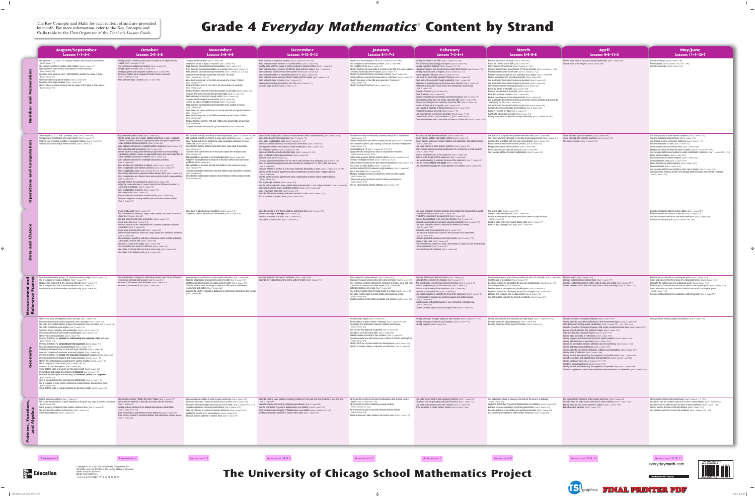The Key Concepts and Skills for each content strand are presented by month. For more information, refer to the Key Concepts and Skills table in the Unit Organizer of the *Teacher's Lesson Guide*.

# Grade 4 *Everyday Mathematics*® Content by Strand

| Strand | August/September Lessons 1•1–2•4 | October Lessons 2•5–3•8 | November Lessons 3•9–4•9 | December Lessons 4•10–5•12 | January Lessons 6•1–7•2 | February Lessons 7•3–8•4 | March Lessons 8•5–9•8 | April Lessons 9•9–11•3 | May/June Lessons 11•4–12•7 |
|---|---|---|---|---|---|---|---|---|---|
| Number and Numeration | | | | | | | | | |
| Operations and Computation | | | | | | | | | |
| Data and Chance | | | | | | | | | |
| Measurement and Reference Frames | | | | | | | | | |
| Geometry | | | | | | | | | |
| Patterns, Functions, and Algebra | | | | | | | | | |
| | Assessment 1 | Assessment 2 | Assessment 3 | Assessment 4 & 5 | Assessment 6 | Assessment 7 | Assessment 8 | Assessment 9 & 10 | Assessment 11 & 12 |

# The University of Chicago School Mathematics Project

Copyright © 2012 by The McGraw-Hill Companies, Inc. All rights reserved. Printed in the United States of America.

everyday**math**.com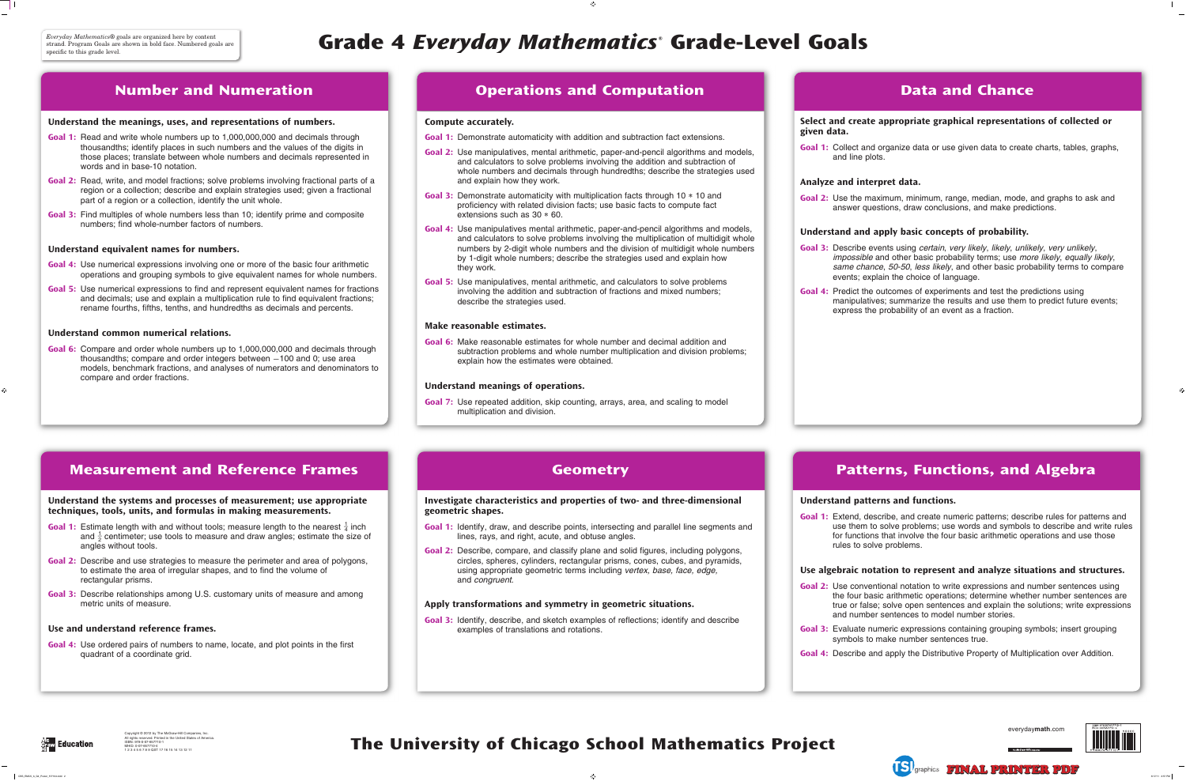*Everyday Mathematics*® goals are organized here by content strand. Program Goals are shown in bold face. Numbered goals are specific to this grade level.

# Grade 4 *Everyday Mathematics*® Grade-Level Goals

## Number and Numeration

**Understand the meanings, uses, and representations of numbers.**

**Goal 1:** Read and write whole numbers up to 1,000,000,000 and decimals through thousandths; identify places in such numbers and the values of the digits in those places; translate between whole numbers and decimals represented in words and in base-10 notation.

**Goal 2:** Read, write, and model fractions; solve problems involving fractional parts of a region or a collection; describe and explain strategies used; given a fractional part of a region or a collection, identify the unit whole.

**Goal 3:** Find multiples of whole numbers less than 10; identify prime and composite numbers; find whole-number factors of numbers.

**Understand equivalent names for numbers.**

**Goal 4:** Use numerical expressions involving one or more of the basic four arithmetic operations and grouping symbols to give equivalent names for whole numbers.

**Goal 5:** Use numerical expressions to find and represent equivalent names for fractions and decimals; use and explain a multiplication rule to find equivalent fractions; rename fourths, fifths, tenths, and hundredths as decimals and percents.

**Understand common numerical relations.**

**Goal 6:** Compare and order whole numbers up to 1,000,000,000 and decimals through thousandths; compare and order integers between $-100$ and 0; use area models, benchmark fractions, and analyses of numerators and denominators to compare and order fractions.

## Operations and Computation

**Compute accurately.**

**Goal 1:** Demonstrate automaticity with addition and subtraction fact extensions.

**Goal 2:** Use manipulatives, mental arithmetic, paper-and-pencil algorithms and models, and calculators to solve problems involving the addition and subtraction of whole numbers and decimals through hundredths; describe the strategies used and explain how they work.

**Goal 3:** Demonstrate automaticity with multiplication facts through $10 * 10$ and proficiency with related division facts; use basic facts to compute fact extensions such as $30 * 60$.

**Goal 4:** Use manipulatives, mental arithmetic, paper-and-pencil algorithms and models, and calculators to solve problems involving the multiplication of multidigit whole numbers by 2-digit whole numbers and the division of multidigit whole numbers by 1-digit whole numbers; describe the strategies used and explain how they work.

**Goal 5:** Use manipulatives, mental arithmetic, and calculators to solve problems involving the addition and subtraction of fractions and mixed numbers; describe the strategies used.

**Make reasonable estimates.**

**Goal 6:** Make reasonable estimates for whole number and decimal addition and subtraction problems and whole number multiplication and division problems; explain how the estimates were obtained.

**Understand meanings of operations.**

**Goal 7:** Use repeated addition, skip counting, arrays, area, and scaling to model multiplication and division.

## Data and Chance

**Select and create appropriate graphical representations of collected or given data.**

**Goal 1:** Collect and organize data or use given data to create charts, tables, graphs, and line plots.

**Analyze and interpret data.**

**Goal 2:** Use the maximum, minimum, range, median, mode, and graphs to ask and answer questions, draw conclusions, and make predictions.

**Understand and apply basic concepts of probability.**

**Goal 3:** Describe events using *certain*, *very likely*, *likely*, *unlikely*, *very unlikely*, *impossible* and other basic probability terms; use *more likely*, *equally likely*, *same chance*, *50-50*, *less likely*, and other basic probability terms to compare events; explain the choice of language.

**Goal 4:** Predict the outcomes of experiments and test the predictions using manipulatives; summarize the results and use them to predict future events; express the probability of an event as a fraction.

## Measurement and Reference Frames

**Understand the systems and processes of measurement; use appropriate techniques, tools, units, and formulas in making measurements.**

**Goal 1:** Estimate length with and without tools; measure length to the nearest $\frac{1}{4}$ inch and $\frac{1}{2}$ centimeter; use tools to measure and draw angles; estimate the size of angles without tools.

**Goal 2:** Describe and use strategies to measure the perimeter and area of polygons, to estimate the area of irregular shapes, and to find the volume of rectangular prisms.

**Goal 3:** Describe relationships among U.S. customary units of measure and among metric units of measure.

**Use and understand reference frames.**

**Goal 4:** Use ordered pairs of numbers to name, locate, and plot points in the first quadrant of a coordinate grid.

## Geometry

**Investigate characteristics and properties of two- and three-dimensional geometric shapes.**

**Goal 1:** Identify, draw, and describe points, intersecting and parallel line segments and lines, rays, and right, acute, and obtuse angles.

**Goal 2:** Describe, compare, and classify plane and solid figures, including polygons, circles, spheres, cylinders, rectangular prisms, cones, cubes, and pyramids, using appropriate geometric terms including *vertex, base, face, edge,* and *congruent.*

**Apply transformations and symmetry in geometric situations.**

**Goal 3:** Identify, describe, and sketch examples of reflections; identify and describe examples of translations and rotations.

## Patterns, Functions, and Algebra

**Understand patterns and functions.**

**Goal 1:** Extend, describe, and create numeric patterns; describe rules for patterns and use them to solve problems; use words and symbols to describe and write rules for functions that involve the four basic arithmetic operations and use those rules to solve problems.

**Use algebraic notation to represent and analyze situations and structures.**

**Goal 2:** Use conventional notation to write expressions and number sentences using the four basic arithmetic operations; determine whether number sentences are true or false; solve open sentences and explain the solutions; write expressions and number sentences to model number stories.

**Goal 3:** Evaluate numeric expressions containing grouping symbols; insert grouping symbols to make number sentences true.

**Goal 4:** Describe and apply the Distributive Property of Multiplication over Addition.

Mc Graw Hill Education

Copyright © 2012 by The McGraw-Hill Companies, Inc. All rights reserved. Printed in the United States of America.

**The University of Chicago School Mathematics Project**

everydaymath.com